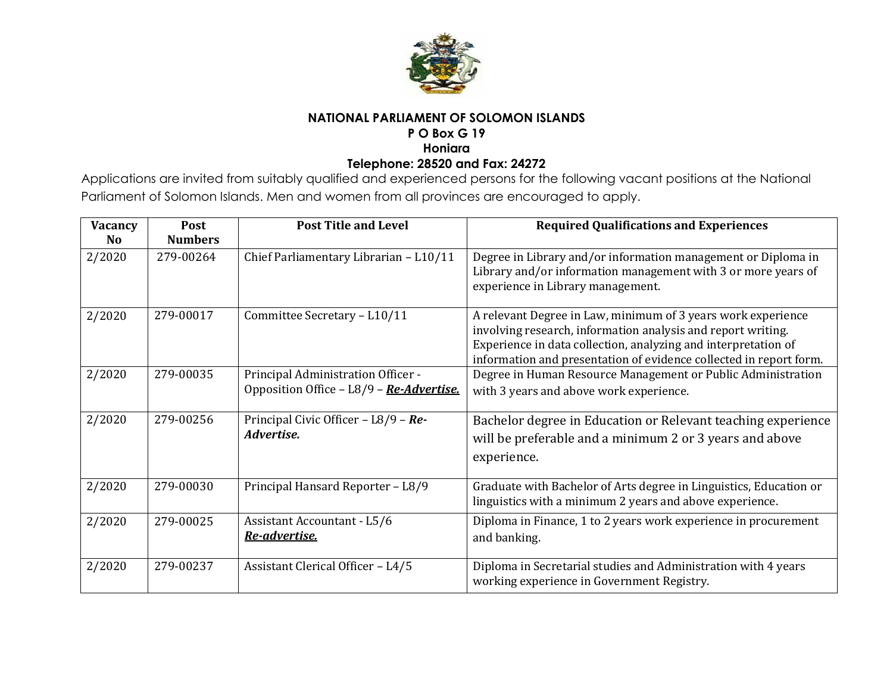**NATIONAL PARLIAMENT OF SOLOMON ISLANDS**
**P O Box G 19**
**Honiara**
**Telephone: 28520 and Fax: 24272**

Applications are invited from suitably qualified and experienced persons for the following vacant positions at the National Parliament of Solomon Islands. Men and women from all provinces are encouraged to apply.

| Vacancy No | Post Numbers | Post Title and Level | Required Qualifications and Experiences |
|---|---|---|---|
| 2/2020 | 279-00264 | Chief Parliamentary Librarian – L10/11 | Degree in Library and/or information management or Diploma in Library and/or information management with 3 or more years of experience in Library management. |
| 2/2020 | 279-00017 | Committee Secretary – L10/11 | A relevant Degree in Law, minimum of 3 years work experience involving research, information analysis and report writing. Experience in data collection, analyzing and interpretation of information and presentation of evidence collected in report form. |
| 2/2020 | 279-00035 | Principal Administration Officer - Opposition Office – L8/9 – ***<u>Re-Advertise.</u>*** | Degree in Human Resource Management or Public Administration with 3 years and above work experience. |
| 2/2020 | 279-00256 | Principal Civic Officer – L8/9 – ***Re-Advertise.*** | Bachelor degree in Education or Relevant teaching experience will be preferable and a minimum 2 or 3 years and above experience. |
| 2/2020 | 279-00030 | Principal Hansard Reporter – L8/9 | Graduate with Bachelor of Arts degree in Linguistics, Education or linguistics with a minimum 2 years and above experience. |
| 2/2020 | 279-00025 | Assistant Accountant - L5/6 ***<u>Re-advertise.</u>*** | Diploma in Finance, 1 to 2 years work experience in procurement and banking. |
| 2/2020 | 279-00237 | Assistant Clerical Officer – L4/5 | Diploma in Secretarial studies and Administration with 4 years working experience in Government Registry. |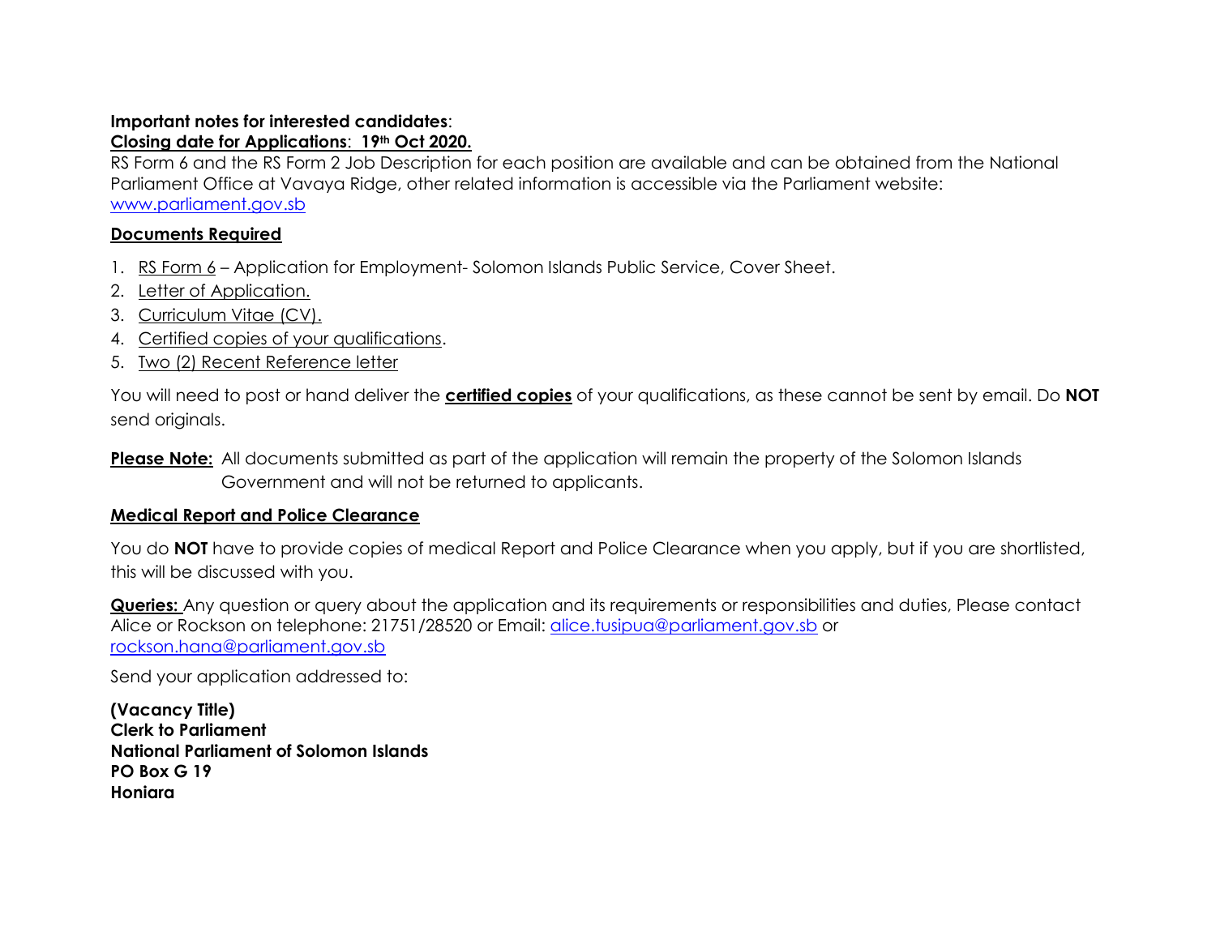**Important notes for interested candidates**:

**Closing date for Applications**: **19th Oct 2020.**

RS Form 6 and the RS Form 2 Job Description for each position are available and can be obtained from the National Parliament Office at Vavaya Ridge, other related information is accessible via the Parliament website: www.parliament.gov.sb

**Documents Required**

1. RS Form 6 – Application for Employment- Solomon Islands Public Service, Cover Sheet.
2. Letter of Application.
3. Curriculum Vitae (CV).
4. Certified copies of your qualifications.
5. Two (2) Recent Reference letter

You will need to post or hand deliver the **certified copies** of your qualifications, as these cannot be sent by email. Do **NOT** send originals.

**Please Note:** All documents submitted as part of the application will remain the property of the Solomon Islands Government and will not be returned to applicants.

**Medical Report and Police Clearance**

You do **NOT** have to provide copies of medical Report and Police Clearance when you apply, but if you are shortlisted, this will be discussed with you.

**Queries:** Any question or query about the application and its requirements or responsibilities and duties, Please contact Alice or Rockson on telephone: 21751/28520 or Email: alice.tusipua@parliament.gov.sb or rockson.hana@parliament.gov.sb

Send your application addressed to:

**(Vacancy Title)**
**Clerk to Parliament**
**National Parliament of Solomon Islands**
**PO Box G 19**
**Honiara**